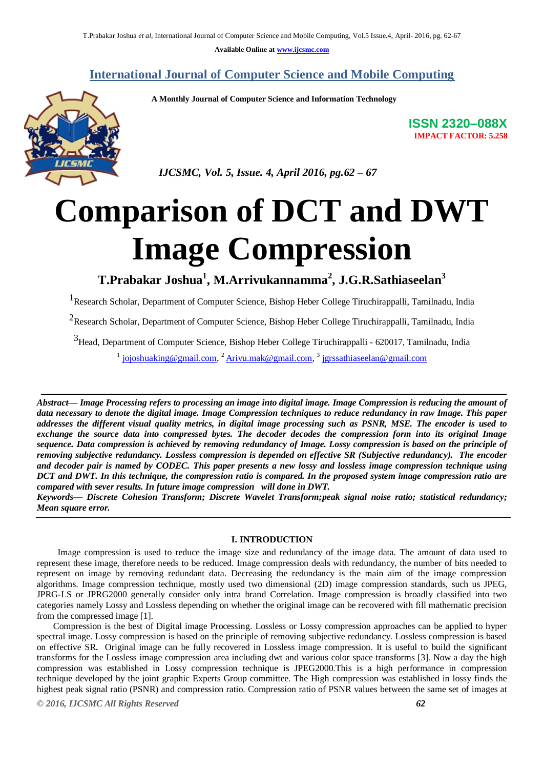# International Journal of Computer Science and Mobile Computing

**A Monthly Journal of Computer Science and Information Technology**

**ISSN 2320–088X**
**IMPACT FACTOR: 5.258**

*IJCSMC, Vol. 5, Issue. 4, April 2016, pg.62 – 67*

# Comparison of DCT and DWT Image Compression

**T.Prabakar Joshua[1], M.Arrivukannamma[2], J.G.R.Sathiaseelan[3]**

[1]Research Scholar, Department of Computer Science, Bishop Heber College Tiruchirappalli, Tamilnadu, India

[2]Research Scholar, Department of Computer Science, Bishop Heber College Tiruchirappalli, Tamilnadu, India

[3]Head, Department of Computer Science, Bishop Heber College Tiruchirappalli - 620017, Tamilnadu, India

[1] jojoshuaking@gmail.com, [2] Arivu.mak@gmail.com, [3] jgrssathiaseelan@gmail.com

---

***Abstract— Image Processing refers to processing an image into digital image. Image Compression is reducing the amount of data necessary to denote the digital image. Image Compression techniques to reduce redundancy in raw Image. This paper addresses the different visual quality metrics, in digital image processing such as PSNR, MSE. The encoder is used to exchange the source data into compressed bytes. The decoder decodes the compression form into its original Image sequence. Data compression is achieved by removing redundancy of Image. Lossy compression is based on the principle of removing subjective redundancy. Lossless compression is depended on effective SR (Subjective redundancy). The encoder and decoder pair is named by CODEC. This paper presents a new lossy and lossless image compression technique using DCT and DWT. In this technique, the compression ratio is compared. In the proposed system image compression ratio are compared with sever results. In future image compression will done in DWT.***

***Keywords— Discrete Cohesion Transform; Discrete Wavelet Transform;peak signal noise ratio; statistical redundancy; Mean square error.***

---

## I. INTRODUCTION

Image compression is used to reduce the image size and redundancy of the image data. The amount of data used to represent these image, therefore needs to be reduced. Image compression deals with redundancy, the number of bits needed to represent on image by removing redundant data. Decreasing the redundancy is the main aim of the image compression algorithms. Image compression technique, mostly used two dimensional (2D) image compression standards, such us JPEG, JPRG-LS or JPRG2000 generally consider only intra brand Correlation. Image compression is broadly classified into two categories namely Lossy and Lossless depending on whether the original image can be recovered with fill mathematic precision from the compressed image [1].

Compression is the best of Digital image Processing. Lossless or Lossy compression approaches can be applied to hyper spectral image. Lossy compression is based on the principle of removing subjective redundancy. Lossless compression is based on effective SR**.** Original image can be fully recovered in Lossless image compression. It is useful to build the significant transforms for the Lossless image compression area including dwt and various color space transforms [3]. Now a day the high compression was established in Lossy compression technique is JPEG2000.This is a high performance in compression technique developed by the joint graphic Experts Group committee. The High compression was established in lossy finds the highest peak signal ratio (PSNR) and compression ratio. Compression ratio of PSNR values between the same set of images at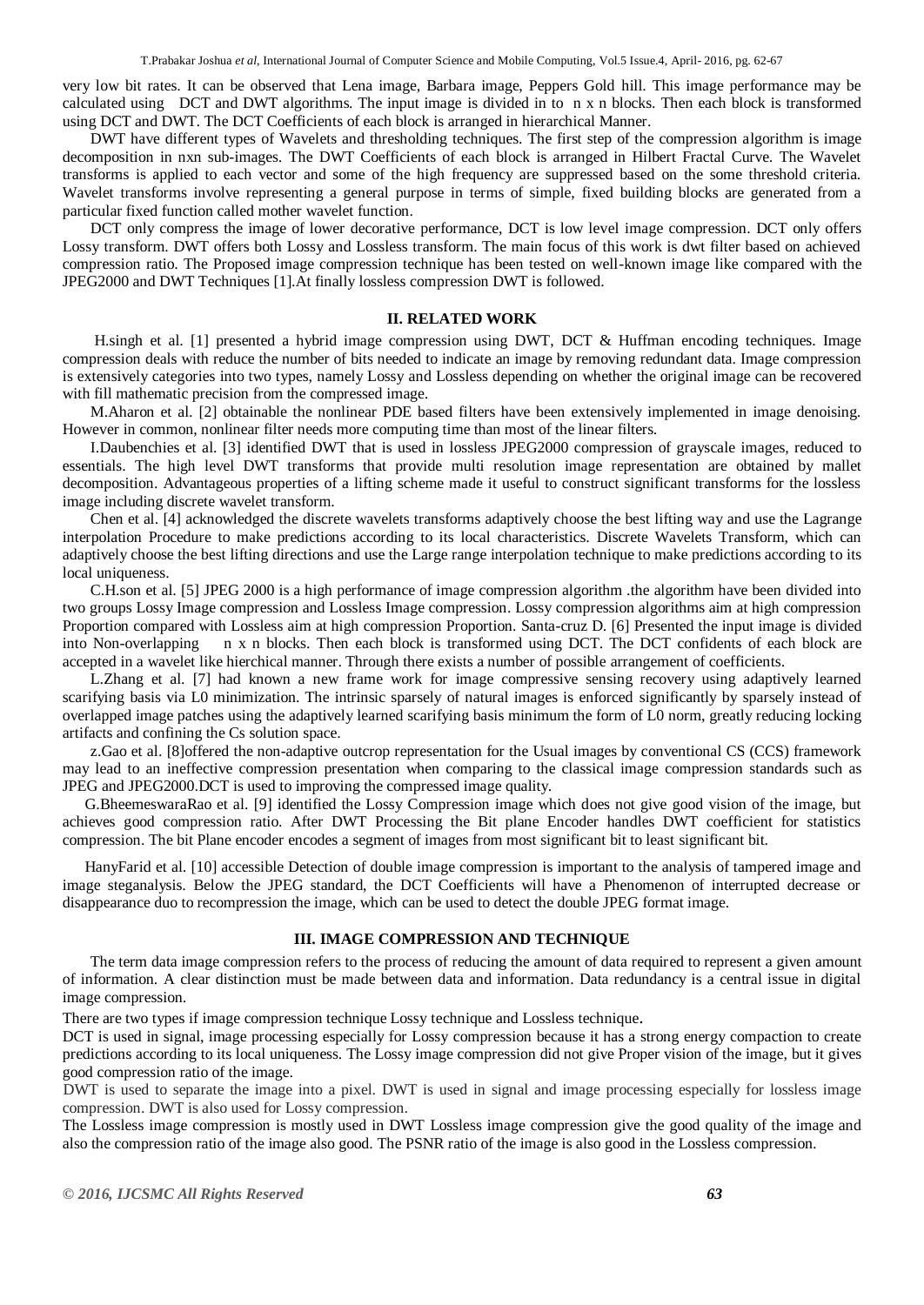very low bit rates. It can be observed that Lena image, Barbara image, Peppers Gold hill. This image performance may be calculated using DCT and DWT algorithms. The input image is divided in to n x n blocks. Then each block is transformed using DCT and DWT. The DCT Coefficients of each block is arranged in hierarchical Manner.

DWT have different types of Wavelets and thresholding techniques. The first step of the compression algorithm is image decomposition in nxn sub-images. The DWT Coefficients of each block is arranged in Hilbert Fractal Curve. The Wavelet transforms is applied to each vector and some of the high frequency are suppressed based on the some threshold criteria. Wavelet transforms involve representing a general purpose in terms of simple, fixed building blocks are generated from a particular fixed function called mother wavelet function.

DCT only compress the image of lower decorative performance, DCT is low level image compression. DCT only offers Lossy transform. DWT offers both Lossy and Lossless transform. The main focus of this work is dwt filter based on achieved compression ratio. The Proposed image compression technique has been tested on well-known image like compared with the JPEG2000 and DWT Techniques [1].At finally lossless compression DWT is followed.

## II. RELATED WORK

H.singh et al. [1] presented a hybrid image compression using DWT, DCT & Huffman encoding techniques. Image compression deals with reduce the number of bits needed to indicate an image by removing redundant data. Image compression is extensively categories into two types, namely Lossy and Lossless depending on whether the original image can be recovered with fill mathematic precision from the compressed image.

M.Aharon et al. [2] obtainable the nonlinear PDE based filters have been extensively implemented in image denoising. However in common, nonlinear filter needs more computing time than most of the linear filters.

I.Daubenchies et al. [3] identified DWT that is used in lossless JPEG2000 compression of grayscale images, reduced to essentials. The high level DWT transforms that provide multi resolution image representation are obtained by mallet decomposition. Advantageous properties of a lifting scheme made it useful to construct significant transforms for the lossless image including discrete wavelet transform.

Chen et al. [4] acknowledged the discrete wavelets transforms adaptively choose the best lifting way and use the Lagrange interpolation Procedure to make predictions according to its local characteristics. Discrete Wavelets Transform, which can adaptively choose the best lifting directions and use the Large range interpolation technique to make predictions according to its local uniqueness.

C.H.son et al. [5] JPEG 2000 is a high performance of image compression algorithm .the algorithm have been divided into two groups Lossy Image compression and Lossless Image compression. Lossy compression algorithms aim at high compression Proportion compared with Lossless aim at high compression Proportion. Santa-cruz D. [6] Presented the input image is divided into Non-overlapping n x n blocks. Then each block is transformed using DCT. The DCT confidents of each block are accepted in a wavelet like hierchical manner. Through there exists a number of possible arrangement of coefficients.

L.Zhang et al. [7] had known a new frame work for image compressive sensing recovery using adaptively learned scarifying basis via L0 minimization. The intrinsic sparsely of natural images is enforced significantly by sparsely instead of overlapped image patches using the adaptively learned scarifying basis minimum the form of L0 norm, greatly reducing locking artifacts and confining the Cs solution space.

z.Gao et al. [8]offered the non-adaptive outcrop representation for the Usual images by conventional CS (CCS) framework may lead to an ineffective compression presentation when comparing to the classical image compression standards such as JPEG and JPEG2000.DCT is used to improving the compressed image quality.

G.BheemeswaraRao et al. [9] identified the Lossy Compression image which does not give good vision of the image, but achieves good compression ratio. After DWT Processing the Bit plane Encoder handles DWT coefficient for statistics compression. The bit Plane encoder encodes a segment of images from most significant bit to least significant bit.

HanyFarid et al. [10] accessible Detection of double image compression is important to the analysis of tampered image and image steganalysis. Below the JPEG standard, the DCT Coefficients will have a Phenomenon of interrupted decrease or disappearance duo to recompression the image, which can be used to detect the double JPEG format image.

## III. IMAGE COMPRESSION AND TECHNIQUE

The term data image compression refers to the process of reducing the amount of data required to represent a given amount of information. A clear distinction must be made between data and information. Data redundancy is a central issue in digital image compression.

There are two types if image compression technique Lossy technique and Lossless technique.

DCT is used in signal, image processing especially for Lossy compression because it has a strong energy compaction to create predictions according to its local uniqueness. The Lossy image compression did not give Proper vision of the image, but it gives good compression ratio of the image.

DWT is used to separate the image into a pixel. DWT is used in signal and image processing especially for lossless image compression. DWT is also used for Lossy compression.

The Lossless image compression is mostly used in DWT Lossless image compression give the good quality of the image and also the compression ratio of the image also good. The PSNR ratio of the image is also good in the Lossless compression.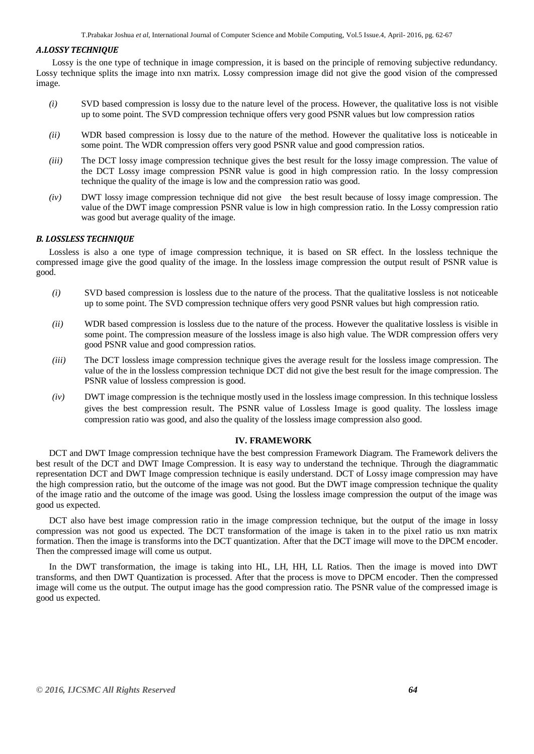### *A.LOSSY TECHNIQUE*

Lossy is the one type of technique in image compression, it is based on the principle of removing subjective redundancy. Lossy technique splits the image into nxn matrix. Lossy compression image did not give the good vision of the compressed image.

*(i)* SVD based compression is lossy due to the nature level of the process. However, the qualitative loss is not visible up to some point. The SVD compression technique offers very good PSNR values but low compression ratios

*(ii)* WDR based compression is lossy due to the nature of the method. However the qualitative loss is noticeable in some point. The WDR compression offers very good PSNR value and good compression ratios.

*(iii)* The DCT lossy image compression technique gives the best result for the lossy image compression. The value of the DCT Lossy image compression PSNR value is good in high compression ratio. In the lossy compression technique the quality of the image is low and the compression ratio was good.

*(iv)* DWT lossy image compression technique did not give the best result because of lossy image compression. The value of the DWT image compression PSNR value is low in high compression ratio. In the Lossy compression ratio was good but average quality of the image.

### *B. LOSSLESS TECHNIQUE*

Lossless is also a one type of image compression technique, it is based on SR effect. In the lossless technique the compressed image give the good quality of the image. In the lossless image compression the output result of PSNR value is good.

*(i)* SVD based compression is lossless due to the nature of the process. That the qualitative lossless is not noticeable up to some point. The SVD compression technique offers very good PSNR values but high compression ratio.

*(ii)* WDR based compression is lossless due to the nature of the process. However the qualitative lossless is visible in some point. The compression measure of the lossless image is also high value. The WDR compression offers very good PSNR value and good compression ratios.

*(iii)* The DCT lossless image compression technique gives the average result for the lossless image compression. The value of the in the lossless compression technique DCT did not give the best result for the image compression. The PSNR value of lossless compression is good.

*(iv)* DWT image compression is the technique mostly used in the lossless image compression. In this technique lossless gives the best compression result. The PSNR value of Lossless Image is good quality. The lossless image compression ratio was good, and also the quality of the lossless image compression also good.

## IV. FRAMEWORK

DCT and DWT Image compression technique have the best compression Framework Diagram. The Framework delivers the best result of the DCT and DWT Image Compression. It is easy way to understand the technique. Through the diagrammatic representation DCT and DWT Image compression technique is easily understand. DCT of Lossy image compression may have the high compression ratio, but the outcome of the image was not good. But the DWT image compression technique the quality of the image ratio and the outcome of the image was good. Using the lossless image compression the output of the image was good us expected.

DCT also have best image compression ratio in the image compression technique, but the output of the image in lossy compression was not good us expected. The DCT transformation of the image is taken in to the pixel ratio us nxn matrix formation. Then the image is transforms into the DCT quantization. After that the DCT image will move to the DPCM encoder. Then the compressed image will come us output.

In the DWT transformation, the image is taking into HL, LH, HH, LL Ratios. Then the image is moved into DWT transforms, and then DWT Quantization is processed. After that the process is move to DPCM encoder. Then the compressed image will come us the output. The output image has the good compression ratio. The PSNR value of the compressed image is good us expected.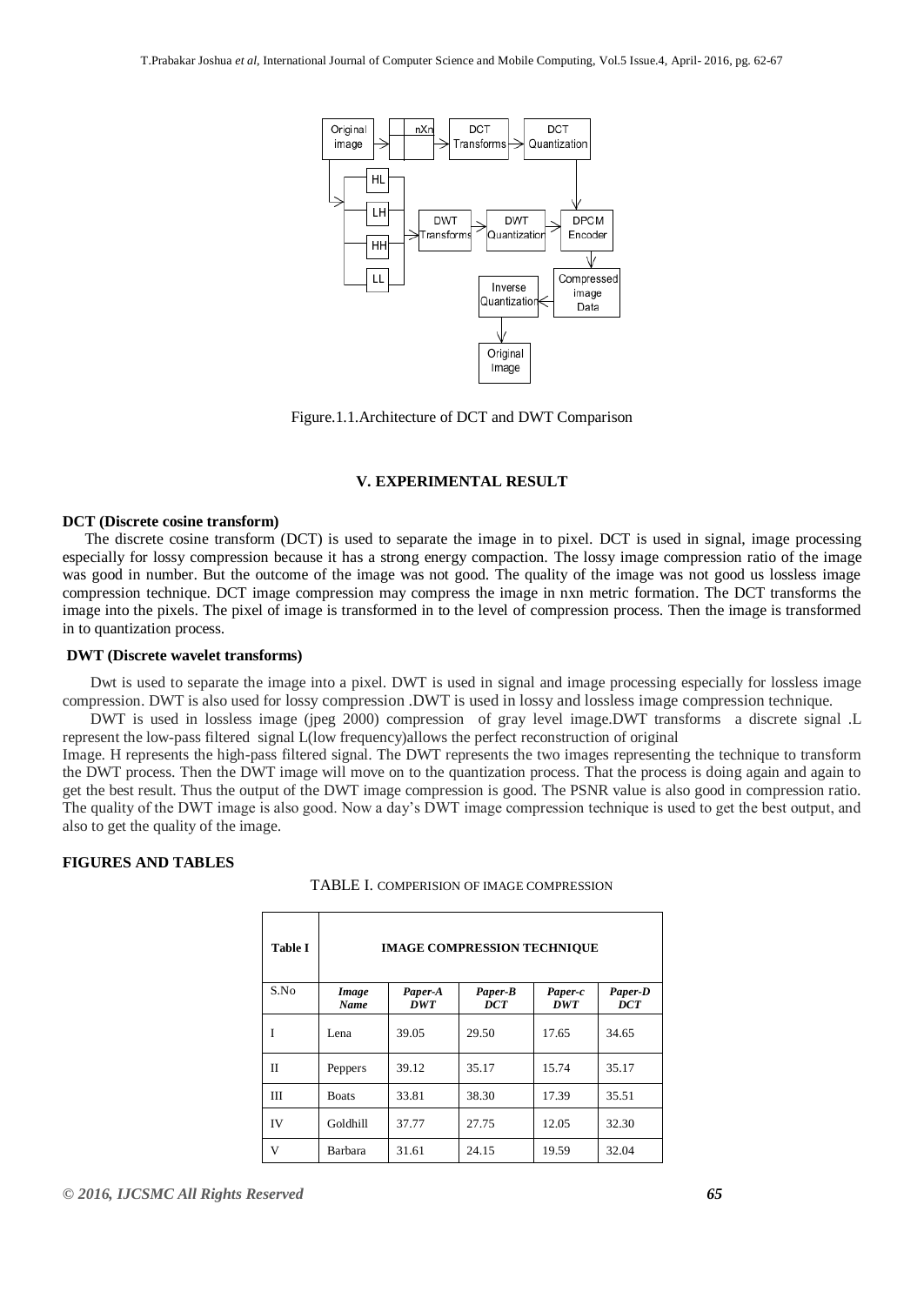Figure.1.1.Architecture of DCT and DWT Comparison

## V. EXPERIMENTAL RESULT

### DCT (Discrete cosine transform)

The discrete cosine transform (DCT) is used to separate the image in to pixel. DCT is used in signal, image processing especially for lossy compression because it has a strong energy compaction. The lossy image compression ratio of the image was good in number. But the outcome of the image was not good. The quality of the image was not good us lossless image compression technique. DCT image compression may compress the image in nxn metric formation. The DCT transforms the image into the pixels. The pixel of image is transformed in to the level of compression process. Then the image is transformed in to quantization process.

### DWT (Discrete wavelet transforms)

Dwt is used to separate the image into a pixel. DWT is used in signal and image processing especially for lossless image compression. DWT is also used for lossy compression .DWT is used in lossy and lossless image compression technique.

DWT is used in lossless image (jpeg 2000) compression of gray level image.DWT transforms a discrete signal .L represent the low-pass filtered signal L(low frequency)allows the perfect reconstruction of original Image. H represents the high-pass filtered signal. The DWT represents the two images representing the technique to transform the DWT process. Then the DWT image will move on to the quantization process. That the process is doing again and again to get the best result. Thus the output of the DWT image compression is good. The PSNR value is also good in compression ratio. The quality of the DWT image is also good. Now a day's DWT image compression technique is used to get the best output, and also to get the quality of the image.

### FIGURES AND TABLES

TABLE I. COMPERISION OF IMAGE COMPRESSION

| **Table I** | **IMAGE COMPRESSION TECHNIQUE** | | | | |
|---|---|---|---|---|---|
| S.No | ***Image Name*** | ***Paper-A DWT*** | ***Paper-B DCT*** | ***Paper-c DWT*** | ***Paper-D DCT*** |
| I | Lena | 39.05 | 29.50 | 17.65 | 34.65 |
| II | Peppers | 39.12 | 35.17 | 15.74 | 35.17 |
| III | Boats | 33.81 | 38.30 | 17.39 | 35.51 |
| IV | Goldhill | 37.77 | 27.75 | 12.05 | 32.30 |
| V | Barbara | 31.61 | 24.15 | 19.59 | 32.04 |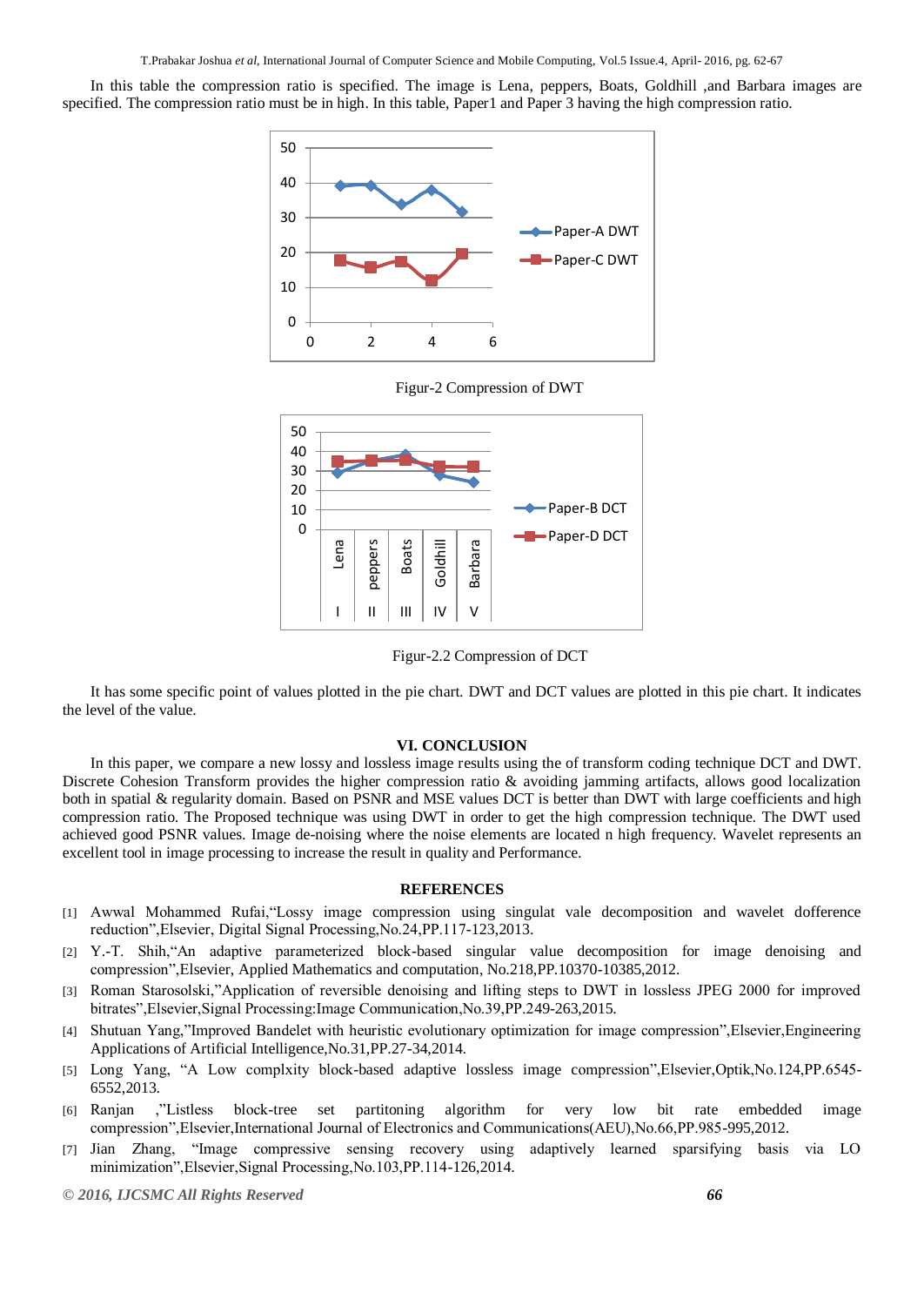In this table the compression ratio is specified. The image is Lena, peppers, Boats, Goldhill ,and Barbara images are specified. The compression ratio must be in high. In this table, Paper1 and Paper 3 having the high compression ratio.

Figur-2 Compression of DWT

Figur-2.2 Compression of DCT

It has some specific point of values plotted in the pie chart. DWT and DCT values are plotted in this pie chart. It indicates the level of the value.

## VI. CONCLUSION

In this paper, we compare a new lossy and lossless image results using the of transform coding technique DCT and DWT. Discrete Cohesion Transform provides the higher compression ratio & avoiding jamming artifacts, allows good localization both in spatial & regularity domain. Based on PSNR and MSE values DCT is better than DWT with large coefficients and high compression ratio. The Proposed technique was using DWT in order to get the high compression technique. The DWT used achieved good PSNR values. Image de-noising where the noise elements are located n high frequency. Wavelet represents an excellent tool in image processing to increase the result in quality and Performance.

## REFERENCES

[1] Awwal Mohammed Rufai,"Lossy image compression using singulat vale decomposition and wavelet dofference reduction",Elsevier, Digital Signal Processing,No.24,PP.117-123,2013.

[2] Y.-T. Shih,"An adaptive parameterized block-based singular value decomposition for image denoising and compression",Elsevier, Applied Mathematics and computation, No.218,PP.10370-10385,2012.

[3] Roman Starosolski,"Application of reversible denoising and lifting steps to DWT in lossless JPEG 2000 for improved bitrates",Elsevier,Signal Processing:Image Communication,No.39,PP.249-263,2015.

[4] Shutuan Yang,"Improved Bandelet with heuristic evolutionary optimization for image compression",Elsevier,Engineering Applications of Artificial Intelligence,No.31,PP.27-34,2014.

[5] Long Yang, "A Low complxity block-based adaptive lossless image compression",Elsevier,Optik,No.124,PP.6545-6552,2013.

[6] Ranjan ,"Listless block-tree set partitoning algorithm for very low bit rate embedded image compression",Elsevier,International Journal of Electronics and Communications(AEU),No.66,PP.985-995,2012.

[7] Jian Zhang, "Image compressive sensing recovery using adaptively learned sparsifying basis via LO minimization",Elsevier,Signal Processing,No.103,PP.114-126,2014.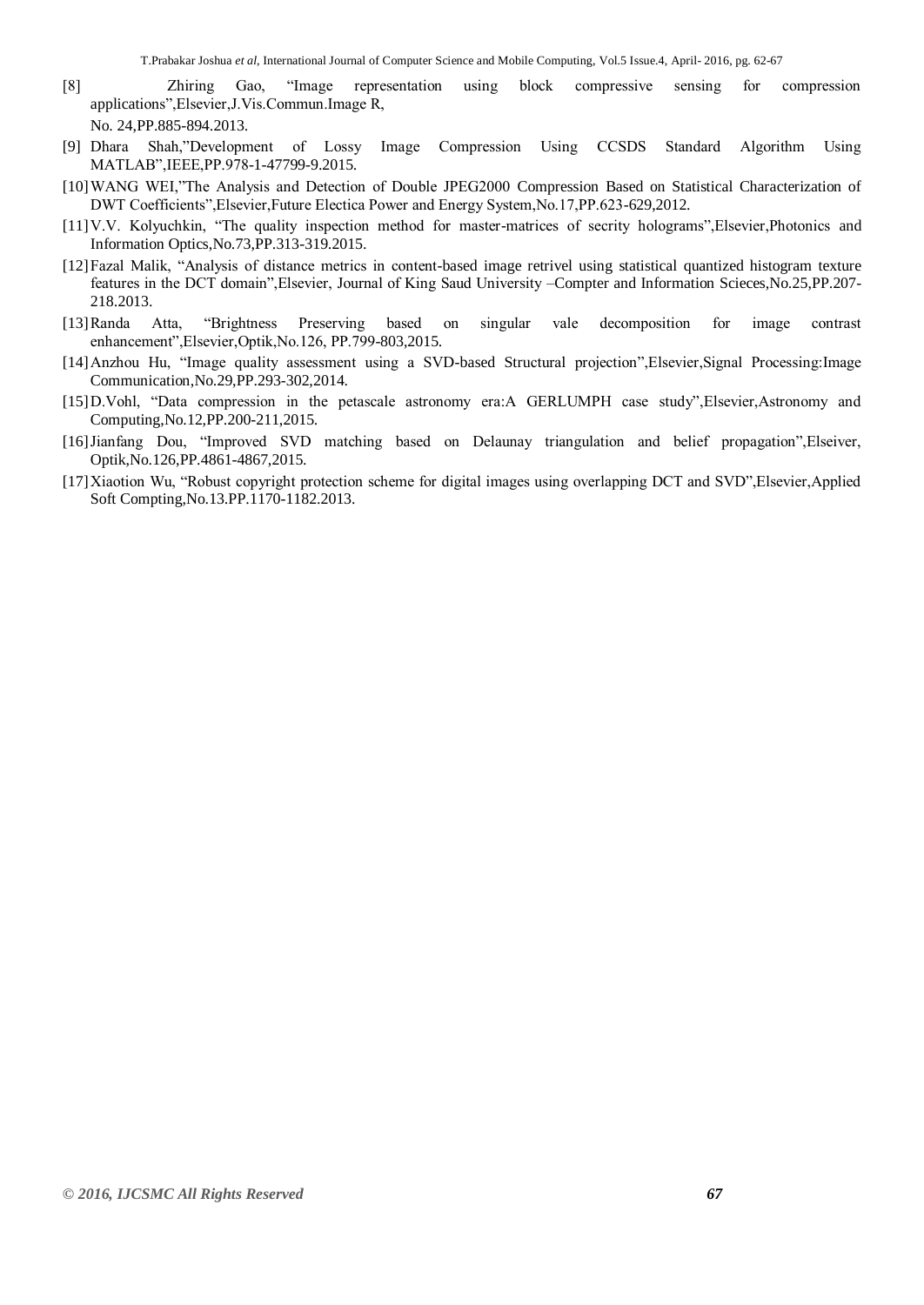[8] Zhiring Gao, "Image representation using block compressive sensing for compression applications",Elsevier,J.Vis.Commun.Image R,
No. 24,PP.885-894.2013.

[9] Dhara Shah,"Development of Lossy Image Compression Using CCSDS Standard Algorithm Using MATLAB",IEEE,PP.978-1-47799-9.2015.

[10] WANG WEI,"The Analysis and Detection of Double JPEG2000 Compression Based on Statistical Characterization of DWT Coefficients",Elsevier,Future Electica Power and Energy System,No.17,PP.623-629,2012.

[11] V.V. Kolyuchkin, "The quality inspection method for master-matrices of secrity holograms",Elsevier,Photonics and Information Optics,No.73,PP.313-319.2015.

[12] Fazal Malik, "Analysis of distance metrics in content-based image retrivel using statistical quantized histogram texture features in the DCT domain",Elsevier, Journal of King Saud University –Compter and Information Scieces,No.25,PP.207-218.2013.

[13] Randa Atta, "Brightness Preserving based on singular vale decomposition for image contrast enhancement",Elsevier,Optik,No.126, PP.799-803,2015.

[14] Anzhou Hu, "Image quality assessment using a SVD-based Structural projection",Elsevier,Signal Processing:Image Communication,No.29,PP.293-302,2014.

[15] D.Vohl, "Data compression in the petascale astronomy era:A GERLUMPH case study",Elsevier,Astronomy and Computing,No.12,PP.200-211,2015.

[16] Jianfang Dou, "Improved SVD matching based on Delaunay triangulation and belief propagation",Elseiver, Optik,No.126,PP.4861-4867,2015.

[17] Xiaotion Wu, "Robust copyright protection scheme for digital images using overlapping DCT and SVD",Elsevier,Applied Soft Compting,No.13.PP.1170-1182.2013.